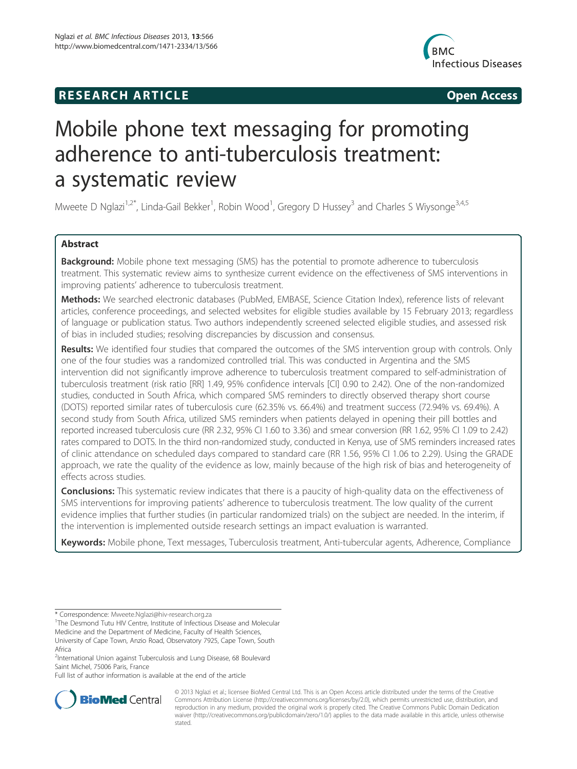**RESEARCH ARTICLE** **Open Access**

# Mobile phone text messaging for promoting adherence to anti-tuberculosis treatment: a systematic review

Mweete D Nglazi[1,2*], Linda-Gail Bekker[1], Robin Wood[1], Gregory D Hussey[3] and Charles S Wiysonge[3,4,5]

## Abstract

**Background:** Mobile phone text messaging (SMS) has the potential to promote adherence to tuberculosis treatment. This systematic review aims to synthesize current evidence on the effectiveness of SMS interventions in improving patients' adherence to tuberculosis treatment.

**Methods:** We searched electronic databases (PubMed, EMBASE, Science Citation Index), reference lists of relevant articles, conference proceedings, and selected websites for eligible studies available by 15 February 2013; regardless of language or publication status. Two authors independently screened selected eligible studies, and assessed risk of bias in included studies; resolving discrepancies by discussion and consensus.

**Results:** We identified four studies that compared the outcomes of the SMS intervention group with controls. Only one of the four studies was a randomized controlled trial. This was conducted in Argentina and the SMS intervention did not significantly improve adherence to tuberculosis treatment compared to self-administration of tuberculosis treatment (risk ratio [RR] 1.49, 95% confidence intervals [CI] 0.90 to 2.42). One of the non-randomized studies, conducted in South Africa, which compared SMS reminders to directly observed therapy short course (DOTS) reported similar rates of tuberculosis cure (62.35% vs. 66.4%) and treatment success (72.94% vs. 69.4%). A second study from South Africa, utilized SMS reminders when patients delayed in opening their pill bottles and reported increased tuberculosis cure (RR 2.32, 95% CI 1.60 to 3.36) and smear conversion (RR 1.62, 95% CI 1.09 to 2.42) rates compared to DOTS. In the third non-randomized study, conducted in Kenya, use of SMS reminders increased rates of clinic attendance on scheduled days compared to standard care (RR 1.56, 95% CI 1.06 to 2.29). Using the GRADE approach, we rate the quality of the evidence as low, mainly because of the high risk of bias and heterogeneity of effects across studies.

**Conclusions:** This systematic review indicates that there is a paucity of high-quality data on the effectiveness of SMS interventions for improving patients' adherence to tuberculosis treatment. The low quality of the current evidence implies that further studies (in particular randomized trials) on the subject are needed. In the interim, if the intervention is implemented outside research settings an impact evaluation is warranted.

**Keywords:** Mobile phone, Text messages, Tuberculosis treatment, Anti-tubercular agents, Adherence, Compliance

---

\* Correspondence: Mweete.Nglazi@hiv-research.org.za

[1]The Desmond Tutu HIV Centre, Institute of Infectious Disease and Molecular Medicine and the Department of Medicine, Faculty of Health Sciences, University of Cape Town, Anzio Road, Observatory 7925, Cape Town, South Africa

[2]International Union against Tuberculosis and Lung Disease, 68 Boulevard Saint Michel, 75006 Paris, France

Full list of author information is available at the end of the article

© 2013 Nglazi et al.; licensee BioMed Central Ltd. This is an Open Access article distributed under the terms of the Creative Commons Attribution License (http://creativecommons.org/licenses/by/2.0), which permits unrestricted use, distribution, and reproduction in any medium, provided the original work is properly cited. The Creative Commons Public Domain Dedication waiver (http://creativecommons.org/publicdomain/zero/1.0/) applies to the data made available in this article, unless otherwise stated.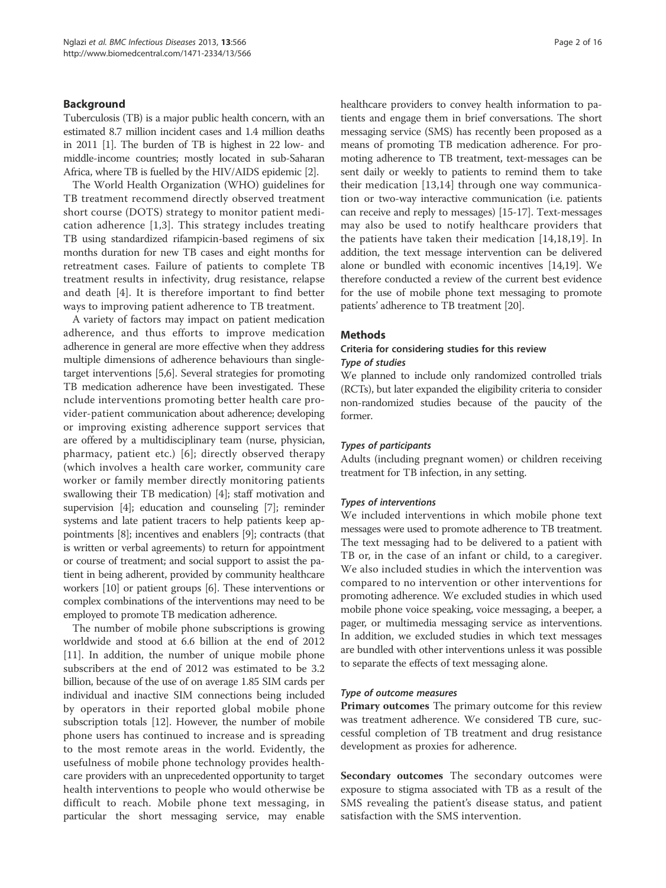## Background

Tuberculosis (TB) is a major public health concern, with an estimated 8.7 million incident cases and 1.4 million deaths in 2011 [1]. The burden of TB is highest in 22 low- and middle-income countries; mostly located in sub-Saharan Africa, where TB is fuelled by the HIV/AIDS epidemic [2].

The World Health Organization (WHO) guidelines for TB treatment recommend directly observed treatment short course (DOTS) strategy to monitor patient medication adherence [1,3]. This strategy includes treating TB using standardized rifampicin-based regimens of six months duration for new TB cases and eight months for retreatment cases. Failure of patients to complete TB treatment results in infectivity, drug resistance, relapse and death [4]. It is therefore important to find better ways to improving patient adherence to TB treatment.

A variety of factors may impact on patient medication adherence, and thus efforts to improve medication adherence in general are more effective when they address multiple dimensions of adherence behaviours than single-target interventions [5,6]. Several strategies for promoting TB medication adherence have been investigated. These nclude interventions promoting better health care provider-patient communication about adherence; developing or improving existing adherence support services that are offered by a multidisciplinary team (nurse, physician, pharmacy, patient etc.) [6]; directly observed therapy (which involves a health care worker, community care worker or family member directly monitoring patients swallowing their TB medication) [4]; staff motivation and supervision [4]; education and counseling [7]; reminder systems and late patient tracers to help patients keep appointments [8]; incentives and enablers [9]; contracts (that is written or verbal agreements) to return for appointment or course of treatment; and social support to assist the patient in being adherent, provided by community healthcare workers [10] or patient groups [6]. These interventions or complex combinations of the interventions may need to be employed to promote TB medication adherence.

The number of mobile phone subscriptions is growing worldwide and stood at 6.6 billion at the end of 2012 [11]. In addition, the number of unique mobile phone subscribers at the end of 2012 was estimated to be 3.2 billion, because of the use of on average 1.85 SIM cards per individual and inactive SIM connections being included by operators in their reported global mobile phone subscription totals [12]. However, the number of mobile phone users has continued to increase and is spreading to the most remote areas in the world. Evidently, the usefulness of mobile phone technology provides healthcare providers with an unprecedented opportunity to target health interventions to people who would otherwise be difficult to reach. Mobile phone text messaging, in particular the short messaging service, may enable healthcare providers to convey health information to patients and engage them in brief conversations. The short messaging service (SMS) has recently been proposed as a means of promoting TB medication adherence. For promoting adherence to TB treatment, text-messages can be sent daily or weekly to patients to remind them to take their medication [13,14] through one way communication or two-way interactive communication (i.e. patients can receive and reply to messages) [15-17]. Text-messages may also be used to notify healthcare providers that the patients have taken their medication [14,18,19]. In addition, the text message intervention can be delivered alone or bundled with economic incentives [14,19]. We therefore conducted a review of the current best evidence for the use of mobile phone text messaging to promote patients' adherence to TB treatment [20].

## Methods

### Criteria for considering studies for this review

#### *Type of studies*

We planned to include only randomized controlled trials (RCTs), but later expanded the eligibility criteria to consider non-randomized studies because of the paucity of the former.

#### *Types of participants*

Adults (including pregnant women) or children receiving treatment for TB infection, in any setting.

#### *Types of interventions*

We included interventions in which mobile phone text messages were used to promote adherence to TB treatment. The text messaging had to be delivered to a patient with TB or, in the case of an infant or child, to a caregiver. We also included studies in which the intervention was compared to no intervention or other interventions for promoting adherence. We excluded studies in which used mobile phone voice speaking, voice messaging, a beeper, a pager, or multimedia messaging service as interventions. In addition, we excluded studies in which text messages are bundled with other interventions unless it was possible to separate the effects of text messaging alone.

#### *Type of outcome measures*

**Primary outcomes** The primary outcome for this review was treatment adherence. We considered TB cure, successful completion of TB treatment and drug resistance development as proxies for adherence.

**Secondary outcomes** The secondary outcomes were exposure to stigma associated with TB as a result of the SMS revealing the patient's disease status, and patient satisfaction with the SMS intervention.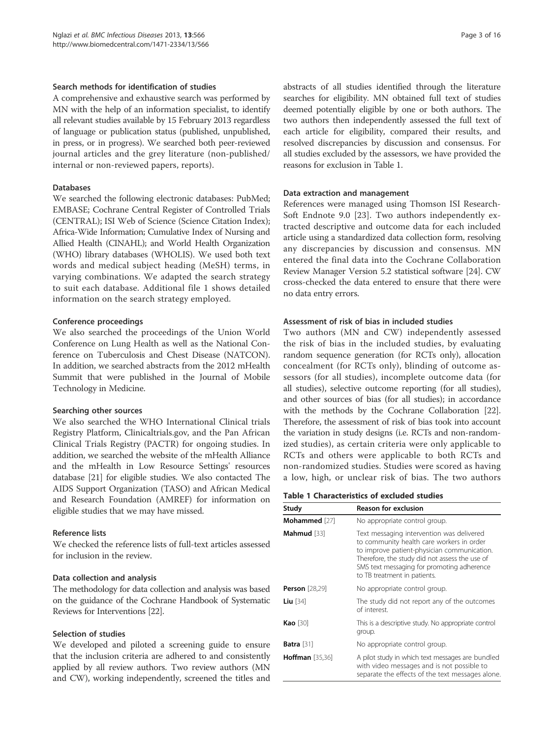### Search methods for identification of studies

A comprehensive and exhaustive search was performed by MN with the help of an information specialist, to identify all relevant studies available by 15 February 2013 regardless of language or publication status (published, unpublished, in press, or in progress). We searched both peer-reviewed journal articles and the grey literature (non-published/ internal or non-reviewed papers, reports).

#### Databases

We searched the following electronic databases: PubMed; EMBASE; Cochrane Central Register of Controlled Trials (CENTRAL); ISI Web of Science (Science Citation Index); Africa-Wide Information; Cumulative Index of Nursing and Allied Health (CINAHL); and World Health Organization (WHO) library databases (WHOLIS). We used both text words and medical subject heading (MeSH) terms, in varying combinations. We adapted the search strategy to suit each database. Additional file 1 shows detailed information on the search strategy employed.

#### Conference proceedings

We also searched the proceedings of the Union World Conference on Lung Health as well as the National Conference on Tuberculosis and Chest Disease (NATCON). In addition, we searched abstracts from the 2012 mHealth Summit that were published in the Journal of Mobile Technology in Medicine.

#### Searching other sources

We also searched the WHO International Clinical trials Registry Platform, Clinicaltrials.gov, and the Pan African Clinical Trials Registry (PACTR) for ongoing studies. In addition, we searched the website of the mHealth Alliance and the mHealth in Low Resource Settings' resources database [21] for eligible studies. We also contacted The AIDS Support Organization (TASO) and African Medical and Research Foundation (AMREF) for information on eligible studies that we may have missed.

#### Reference lists

We checked the reference lists of full-text articles assessed for inclusion in the review.

### Data collection and analysis

The methodology for data collection and analysis was based on the guidance of the Cochrane Handbook of Systematic Reviews for Interventions [22].

#### Selection of studies

We developed and piloted a screening guide to ensure that the inclusion criteria are adhered to and consistently applied by all review authors. Two review authors (MN and CW), working independently, screened the titles and abstracts of all studies identified through the literature searches for eligibility. MN obtained full text of studies deemed potentially eligible by one or both authors. The two authors then independently assessed the full text of each article for eligibility, compared their results, and resolved discrepancies by discussion and consensus. For all studies excluded by the assessors, we have provided the reasons for exclusion in Table 1.

#### Data extraction and management

References were managed using Thomson ISI ResearchSoft Endnote 9.0 [23]. Two authors independently extracted descriptive and outcome data for each included article using a standardized data collection form, resolving any discrepancies by discussion and consensus. MN entered the final data into the Cochrane Collaboration Review Manager Version 5.2 statistical software [24]. CW cross-checked the data entered to ensure that there were no data entry errors.

#### Assessment of risk of bias in included studies

Two authors (MN and CW) independently assessed the risk of bias in the included studies, by evaluating random sequence generation (for RCTs only), allocation concealment (for RCTs only), blinding of outcome assessors (for all studies), incomplete outcome data (for all studies), selective outcome reporting (for all studies), and other sources of bias (for all studies); in accordance with the methods by the Cochrane Collaboration [22]. Therefore, the assessment of risk of bias took into account the variation in study designs (i.e. RCTs and non-randomized studies), as certain criteria were only applicable to RCTs and others were applicable to both RCTs and non-randomized studies. Studies were scored as having a low, high, or unclear risk of bias. The two authors

**Table 1 Characteristics of excluded studies**

| Study | Reason for exclusion |
|---|---|
| **Mohammed** [27] | No appropriate control group. |
| **Mahmud** [33] | Text messaging intervention was delivered to community health care workers in order to improve patient-physician communication. Therefore, the study did not assess the use of SMS text messaging for promoting adherence to TB treatment in patients. |
| **Person** [28,29] | No appropriate control group. |
| **Liu** [34] | The study did not report any of the outcomes of interest. |
| **Kao** [30] | This is a descriptive study. No appropriate control group. |
| **Batra** [31] | No appropriate control group. |
| **Hoffman** [35,36] | A pilot study in which text messages are bundled with video messages and is not possible to separate the effects of the text messages alone. |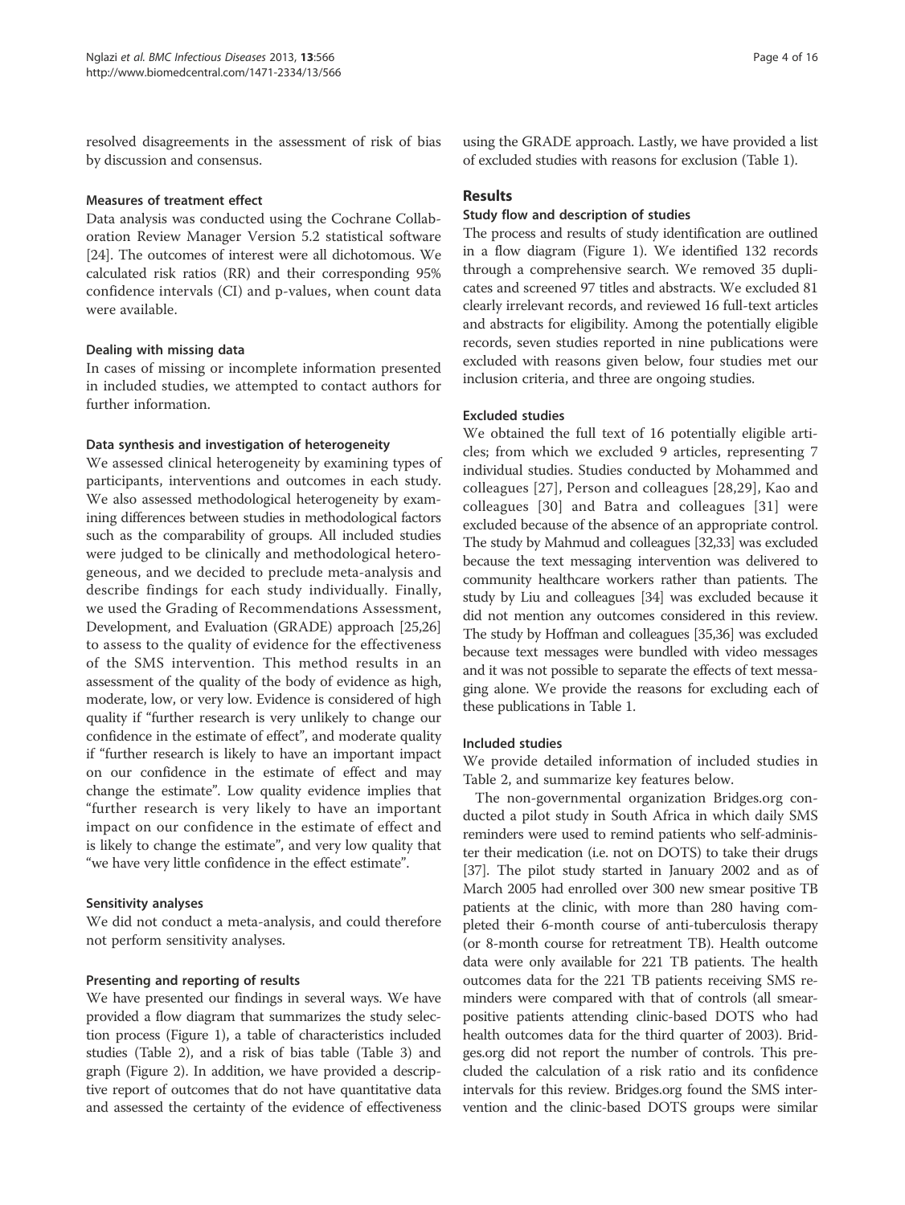resolved disagreements in the assessment of risk of bias by discussion and consensus.

### Measures of treatment effect

Data analysis was conducted using the Cochrane Collaboration Review Manager Version 5.2 statistical software [24]. The outcomes of interest were all dichotomous. We calculated risk ratios (RR) and their corresponding 95% confidence intervals (CI) and p-values, when count data were available.

### Dealing with missing data

In cases of missing or incomplete information presented in included studies, we attempted to contact authors for further information.

### Data synthesis and investigation of heterogeneity

We assessed clinical heterogeneity by examining types of participants, interventions and outcomes in each study. We also assessed methodological heterogeneity by examining differences between studies in methodological factors such as the comparability of groups. All included studies were judged to be clinically and methodological heterogeneous, and we decided to preclude meta-analysis and describe findings for each study individually. Finally, we used the Grading of Recommendations Assessment, Development, and Evaluation (GRADE) approach [25,26] to assess to the quality of evidence for the effectiveness of the SMS intervention. This method results in an assessment of the quality of the body of evidence as high, moderate, low, or very low. Evidence is considered of high quality if "further research is very unlikely to change our confidence in the estimate of effect", and moderate quality if "further research is likely to have an important impact on our confidence in the estimate of effect and may change the estimate". Low quality evidence implies that "further research is very likely to have an important impact on our confidence in the estimate of effect and is likely to change the estimate", and very low quality that "we have very little confidence in the effect estimate".

### Sensitivity analyses

We did not conduct a meta-analysis, and could therefore not perform sensitivity analyses.

### Presenting and reporting of results

We have presented our findings in several ways. We have provided a flow diagram that summarizes the study selection process (Figure 1), a table of characteristics included studies (Table 2), and a risk of bias table (Table 3) and graph (Figure 2). In addition, we have provided a descriptive report of outcomes that do not have quantitative data and assessed the certainty of the evidence of effectiveness using the GRADE approach. Lastly, we have provided a list of excluded studies with reasons for exclusion (Table 1).

## Results

### Study flow and description of studies

The process and results of study identification are outlined in a flow diagram (Figure 1). We identified 132 records through a comprehensive search. We removed 35 duplicates and screened 97 titles and abstracts. We excluded 81 clearly irrelevant records, and reviewed 16 full-text articles and abstracts for eligibility. Among the potentially eligible records, seven studies reported in nine publications were excluded with reasons given below, four studies met our inclusion criteria, and three are ongoing studies.

### Excluded studies

We obtained the full text of 16 potentially eligible articles; from which we excluded 9 articles, representing 7 individual studies. Studies conducted by Mohammed and colleagues [27], Person and colleagues [28,29], Kao and colleagues [30] and Batra and colleagues [31] were excluded because of the absence of an appropriate control. The study by Mahmud and colleagues [32,33] was excluded because the text messaging intervention was delivered to community healthcare workers rather than patients. The study by Liu and colleagues [34] was excluded because it did not mention any outcomes considered in this review. The study by Hoffman and colleagues [35,36] was excluded because text messages were bundled with video messages and it was not possible to separate the effects of text messaging alone. We provide the reasons for excluding each of these publications in Table 1.

### Included studies

We provide detailed information of included studies in Table 2, and summarize key features below.

The non-governmental organization Bridges.org conducted a pilot study in South Africa in which daily SMS reminders were used to remind patients who self-administer their medication (i.e. not on DOTS) to take their drugs [37]. The pilot study started in January 2002 and as of March 2005 had enrolled over 300 new smear positive TB patients at the clinic, with more than 280 having completed their 6-month course of anti-tuberculosis therapy (or 8-month course for retreatment TB). Health outcome data were only available for 221 TB patients. The health outcomes data for the 221 TB patients receiving SMS reminders were compared with that of controls (all smear-positive patients attending clinic-based DOTS who had health outcomes data for the third quarter of 2003). Bridges.org did not report the number of controls. This precluded the calculation of a risk ratio and its confidence intervals for this review. Bridges.org found the SMS intervention and the clinic-based DOTS groups were similar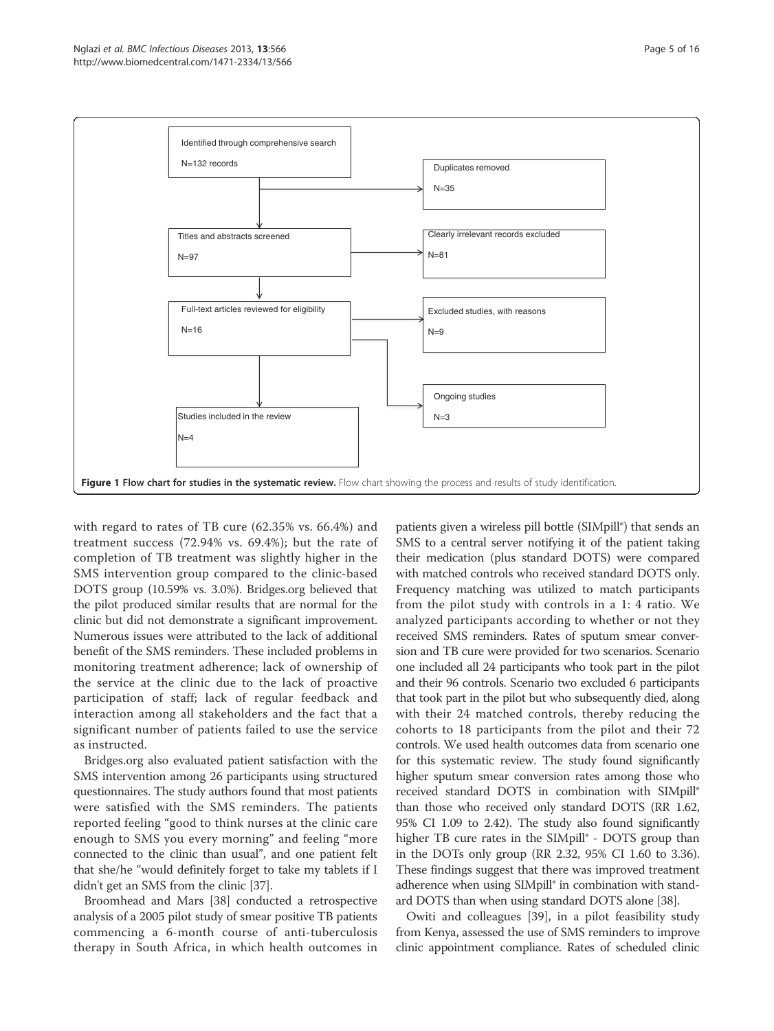Identified through comprehensive search

N=132 records

Duplicates removed

N=35

Titles and abstracts screened

N=97

Clearly irrelevant records excluded

N=81

Full-text articles reviewed for eligibility

N=16

Excluded studies, with reasons

N=9

Ongoing studies

N=3

Studies included in the review

N=4

**Figure 1 Flow chart for studies in the systematic review.** Flow chart showing the process and results of study identification.

with regard to rates of TB cure (62.35% vs. 66.4%) and treatment success (72.94% vs. 69.4%); but the rate of completion of TB treatment was slightly higher in the SMS intervention group compared to the clinic-based DOTS group (10.59% vs. 3.0%). Bridges.org believed that the pilot produced similar results that are normal for the clinic but did not demonstrate a significant improvement. Numerous issues were attributed to the lack of additional benefit of the SMS reminders. These included problems in monitoring treatment adherence; lack of ownership of the service at the clinic due to the lack of proactive participation of staff; lack of regular feedback and interaction among all stakeholders and the fact that a significant number of patients failed to use the service as instructed.

Bridges.org also evaluated patient satisfaction with the SMS intervention among 26 participants using structured questionnaires. The study authors found that most patients were satisfied with the SMS reminders. The patients reported feeling "good to think nurses at the clinic care enough to SMS you every morning" and feeling "more connected to the clinic than usual", and one patient felt that she/he "would definitely forget to take my tablets if I didn't get an SMS from the clinic [37].

Broomhead and Mars [38] conducted a retrospective analysis of a 2005 pilot study of smear positive TB patients commencing a 6-month course of anti-tuberculosis therapy in South Africa, in which health outcomes in patients given a wireless pill bottle (SIMpill®) that sends an SMS to a central server notifying it of the patient taking their medication (plus standard DOTS) were compared with matched controls who received standard DOTS only. Frequency matching was utilized to match participants from the pilot study with controls in a 1: 4 ratio. We analyzed participants according to whether or not they received SMS reminders. Rates of sputum smear conversion and TB cure were provided for two scenarios. Scenario one included all 24 participants who took part in the pilot and their 96 controls. Scenario two excluded 6 participants that took part in the pilot but who subsequently died, along with their 24 matched controls, thereby reducing the cohorts to 18 participants from the pilot and their 72 controls. We used health outcomes data from scenario one for this systematic review. The study found significantly higher sputum smear conversion rates among those who received standard DOTS in combination with SIMpill® than those who received only standard DOTS (RR 1.62, 95% CI 1.09 to 2.42). The study also found significantly higher TB cure rates in the SIMpill® - DOTS group than in the DOTs only group (RR 2.32, 95% CI 1.60 to 3.36). These findings suggest that there was improved treatment adherence when using SIMpill® in combination with standard DOTS than when using standard DOTS alone [38].

Owiti and colleagues [39], in a pilot feasibility study from Kenya, assessed the use of SMS reminders to improve clinic appointment compliance. Rates of scheduled clinic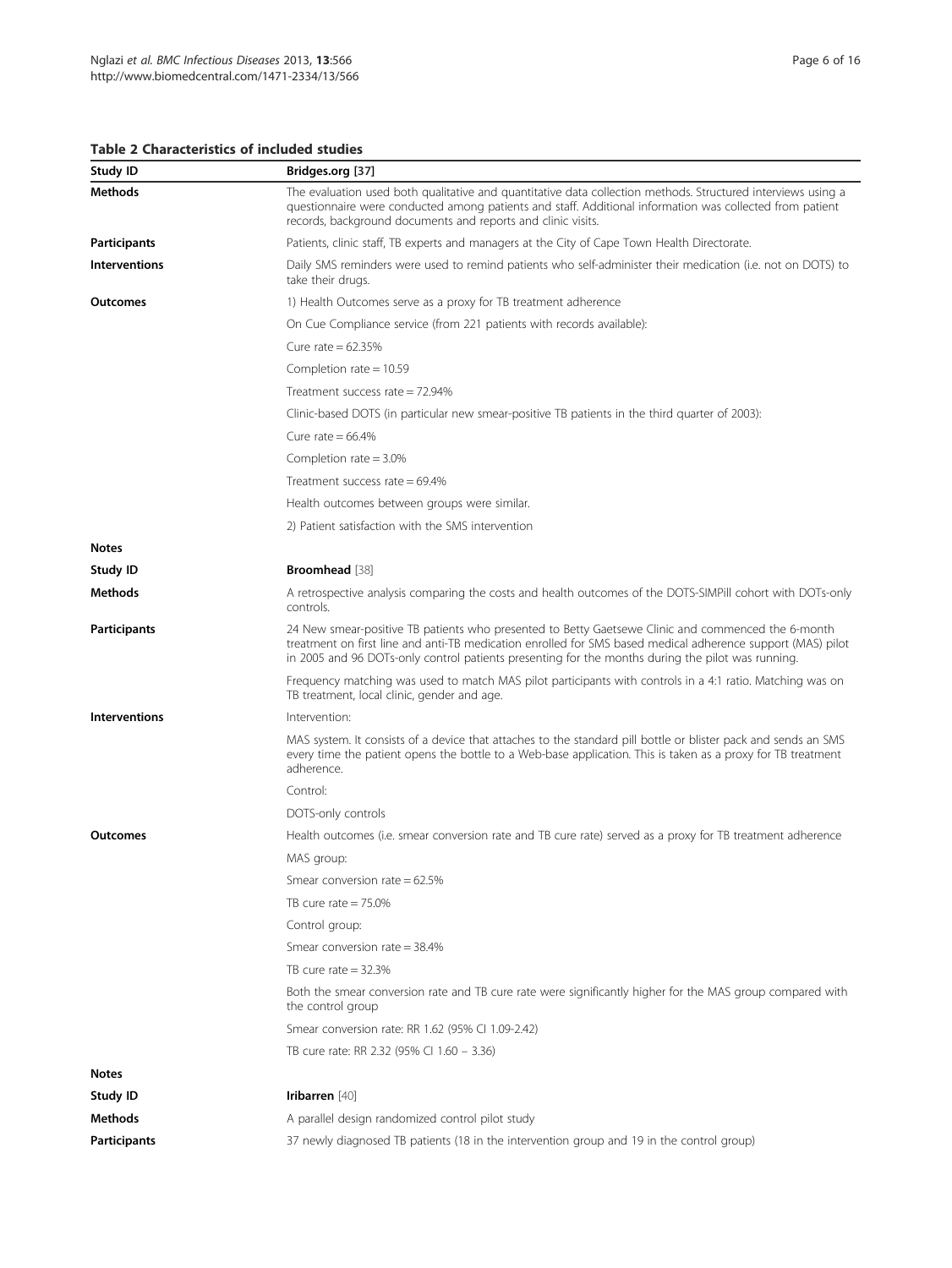**Table 2 Characteristics of included studies**

| Study ID | **Bridges.org** [37] |
|---|---|
| **Methods** | The evaluation used both qualitative and quantitative data collection methods. Structured interviews using a questionnaire were conducted among patients and staff. Additional information was collected from patient records, background documents and reports and clinic visits. |
| **Participants** | Patients, clinic staff, TB experts and managers at the City of Cape Town Health Directorate. |
| **Interventions** | Daily SMS reminders were used to remind patients who self-administer their medication (i.e. not on DOTS) to take their drugs. |
| **Outcomes** | 1) Health Outcomes serve as a proxy for TB treatment adherence |
| | On Cue Compliance service (from 221 patients with records available): |
| | Cure rate = 62.35% |
| | Completion rate = 10.59 |
| | Treatment success rate = 72.94% |
| | Clinic-based DOTS (in particular new smear-positive TB patients in the third quarter of 2003): |
| | Cure rate = 66.4% |
| | Completion rate = 3.0% |
| | Treatment success rate = 69.4% |
| | Health outcomes between groups were similar. |
| | 2) Patient satisfaction with the SMS intervention |
| **Notes** | |
| **Study ID** | **Broomhead** [38] |
| **Methods** | A retrospective analysis comparing the costs and health outcomes of the DOTS-SIMPill cohort with DOTs-only controls. |
| **Participants** | 24 New smear-positive TB patients who presented to Betty Gaetsewe Clinic and commenced the 6-month treatment on first line and anti-TB medication enrolled for SMS based medical adherence support (MAS) pilot in 2005 and 96 DOTs-only control patients presenting for the months during the pilot was running. |
| | Frequency matching was used to match MAS pilot participants with controls in a 4:1 ratio. Matching was on TB treatment, local clinic, gender and age. |
| **Interventions** | Intervention: |
| | MAS system. It consists of a device that attaches to the standard pill bottle or blister pack and sends an SMS every time the patient opens the bottle to a Web-base application. This is taken as a proxy for TB treatment adherence. |
| | Control: |
| | DOTS-only controls |
| **Outcomes** | Health outcomes (i.e. smear conversion rate and TB cure rate) served as a proxy for TB treatment adherence |
| | MAS group: |
| | Smear conversion rate = 62.5% |
| | TB cure rate = 75.0% |
| | Control group: |
| | Smear conversion rate = 38.4% |
| | TB cure rate = 32.3% |
| | Both the smear conversion rate and TB cure rate were significantly higher for the MAS group compared with the control group |
| | Smear conversion rate: RR 1.62 (95% CI 1.09-2.42) |
| | TB cure rate: RR 2.32 (95% CI 1.60 – 3.36) |
| **Notes** | |
| **Study ID** | **Iribarren** [40] |
| **Methods** | A parallel design randomized control pilot study |
| **Participants** | 37 newly diagnosed TB patients (18 in the intervention group and 19 in the control group) |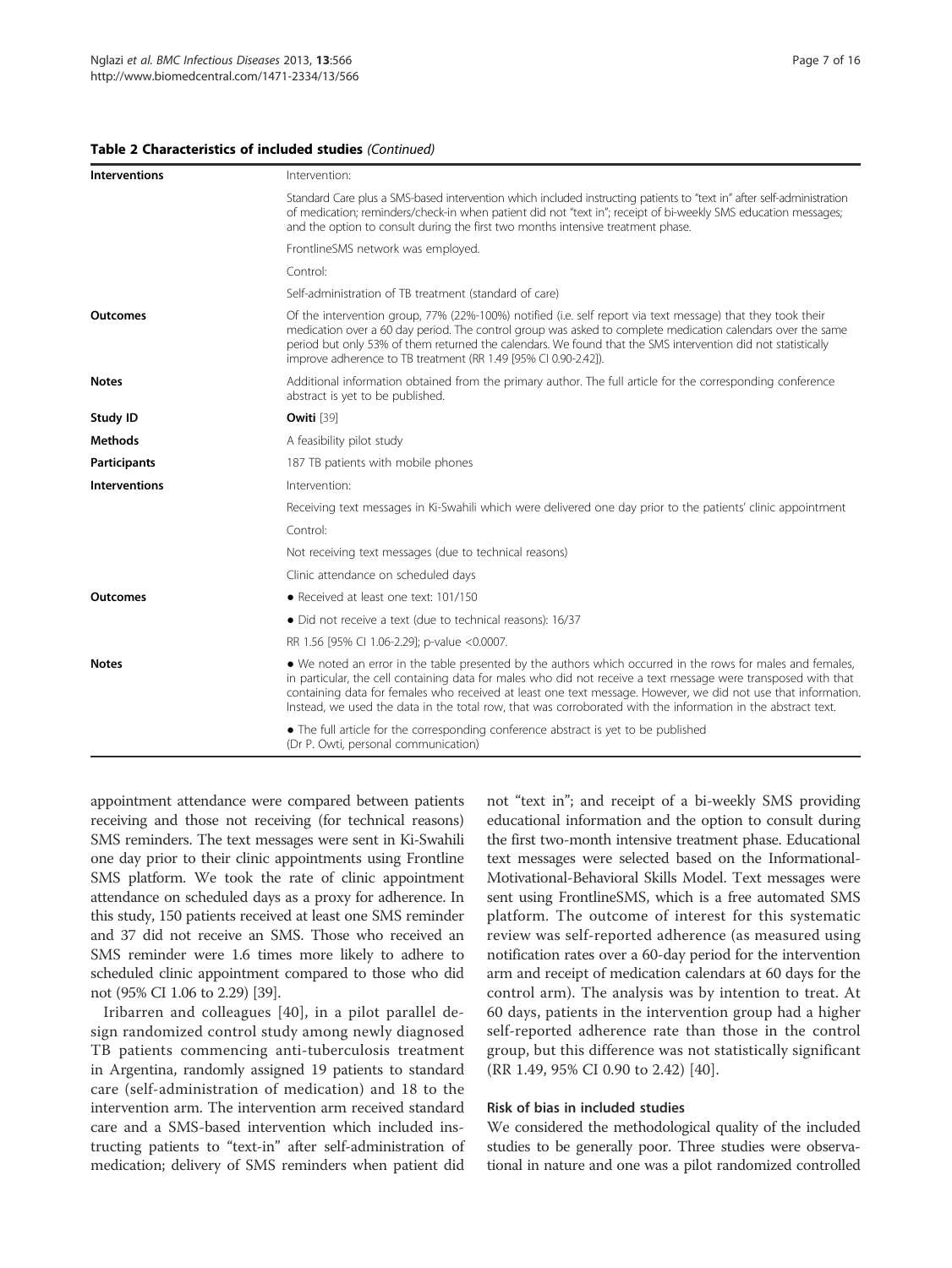**Table 2 Characteristics of included studies** *(Continued)*

| | |
|---|---|
| **Interventions** | Intervention: |
| | Standard Care plus a SMS-based intervention which included instructing patients to "text in" after self-administration of medication; reminders/check-in when patient did not "text in"; receipt of bi-weekly SMS education messages; and the option to consult during the first two months intensive treatment phase. |
| | FrontlineSMS network was employed. |
| | Control: |
| | Self-administration of TB treatment (standard of care) |
| **Outcomes** | Of the intervention group, 77% (22%-100%) notified (i.e. self report via text message) that they took their medication over a 60 day period. The control group was asked to complete medication calendars over the same period but only 53% of them returned the calendars. We found that the SMS intervention did not statistically improve adherence to TB treatment (RR 1.49 [95% CI 0.90-2.42]). |
| **Notes** | Additional information obtained from the primary author. The full article for the corresponding conference abstract is yet to be published. |
| **Study ID** | **Owiti** [39] |
| **Methods** | A feasibility pilot study |
| **Participants** | 187 TB patients with mobile phones |
| **Interventions** | Intervention: |
| | Receiving text messages in Ki-Swahili which were delivered one day prior to the patients' clinic appointment |
| | Control: |
| | Not receiving text messages (due to technical reasons) |
| | Clinic attendance on scheduled days |
| **Outcomes** | • Received at least one text: 101/150 |
| | • Did not receive a text (due to technical reasons): 16/37 |
| | RR 1.56 [95% CI 1.06-2.29]; p-value <0.0007. |
| **Notes** | • We noted an error in the table presented by the authors which occurred in the rows for males and females, in particular, the cell containing data for males who did not receive a text message were transposed with that containing data for females who received at least one text message. However, we did not use that information. Instead, we used the data in the total row, that was corroborated with the information in the abstract text. |
| | • The full article for the corresponding conference abstract is yet to be published (Dr P. Owti, personal communication) |

appointment attendance were compared between patients receiving and those not receiving (for technical reasons) SMS reminders. The text messages were sent in Ki-Swahili one day prior to their clinic appointments using Frontline SMS platform. We took the rate of clinic appointment attendance on scheduled days as a proxy for adherence. In this study, 150 patients received at least one SMS reminder and 37 did not receive an SMS. Those who received an SMS reminder were 1.6 times more likely to adhere to scheduled clinic appointment compared to those who did not (95% CI 1.06 to 2.29) [39].

Iribarren and colleagues [40], in a pilot parallel design randomized control study among newly diagnosed TB patients commencing anti-tuberculosis treatment in Argentina, randomly assigned 19 patients to standard care (self-administration of medication) and 18 to the intervention arm. The intervention arm received standard care and a SMS-based intervention which included instructing patients to "text-in" after self-administration of medication; delivery of SMS reminders when patient did not "text in"; and receipt of a bi-weekly SMS providing educational information and the option to consult during the first two-month intensive treatment phase. Educational text messages were selected based on the Informational-Motivational-Behavioral Skills Model. Text messages were sent using FrontlineSMS, which is a free automated SMS platform. The outcome of interest for this systematic review was self-reported adherence (as measured using notification rates over a 60-day period for the intervention arm and receipt of medication calendars at 60 days for the control arm). The analysis was by intention to treat. At 60 days, patients in the intervention group had a higher self-reported adherence rate than those in the control group, but this difference was not statistically significant (RR 1.49, 95% CI 0.90 to 2.42) [40].

### Risk of bias in included studies

We considered the methodological quality of the included studies to be generally poor. Three studies were observational in nature and one was a pilot randomized controlled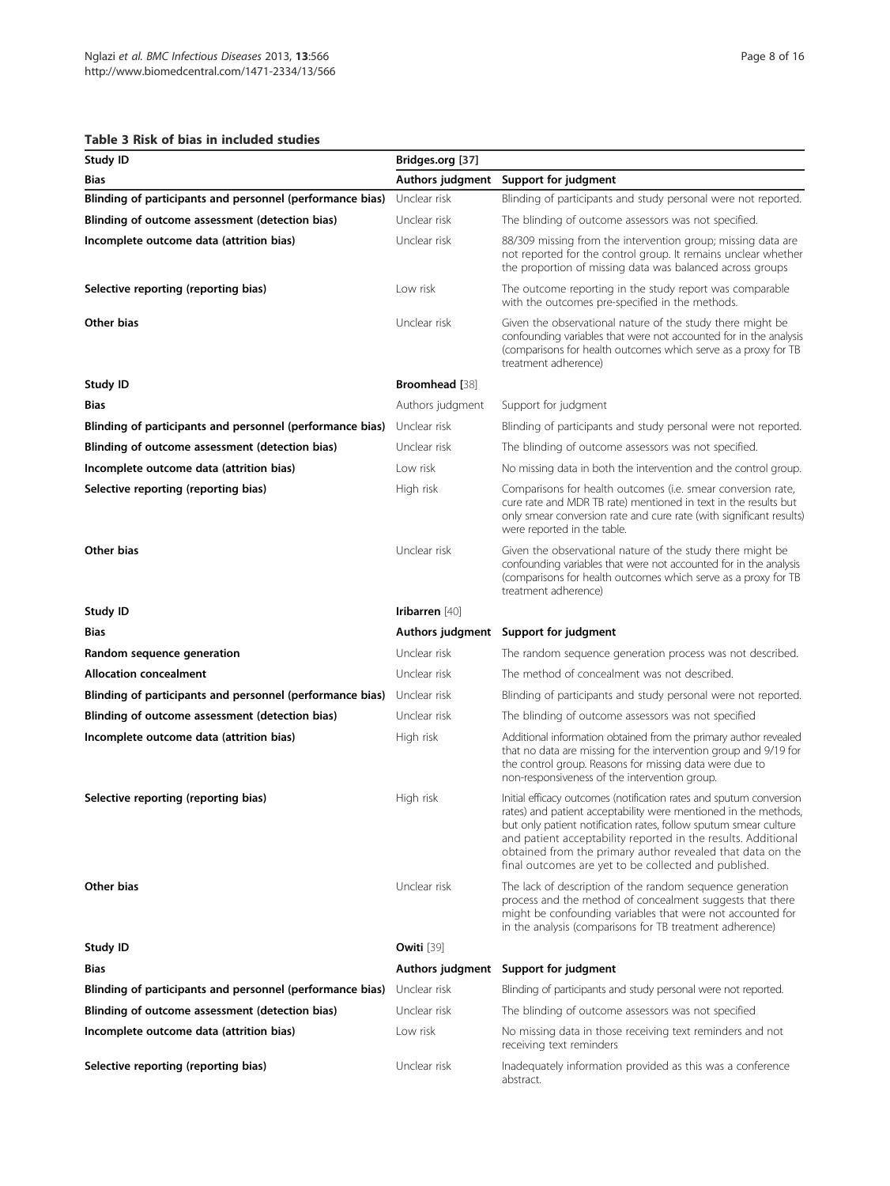**Table 3 Risk of bias in included studies**

| Study ID | Bridges.org [37] | |
|---|---|---|
| **Bias** | **Authors judgment** | **Support for judgment** |
| **Blinding of participants and personnel (performance bias)** | Unclear risk | Blinding of participants and study personal were not reported. |
| **Blinding of outcome assessment (detection bias)** | Unclear risk | The blinding of outcome assessors was not specified. |
| **Incomplete outcome data (attrition bias)** | Unclear risk | 88/309 missing from the intervention group; missing data are not reported for the control group. It remains unclear whether the proportion of missing data was balanced across groups |
| **Selective reporting (reporting bias)** | Low risk | The outcome reporting in the study report was comparable with the outcomes pre-specified in the methods. |
| **Other bias** | Unclear risk | Given the observational nature of the study there might be confounding variables that were not accounted for in the analysis (comparisons for health outcomes which serve as a proxy for TB treatment adherence) |
| **Study ID** | **Broomhead** [38] | |
| **Bias** | Authors judgment | Support for judgment |
| **Blinding of participants and personnel (performance bias)** | Unclear risk | Blinding of participants and study personal were not reported. |
| **Blinding of outcome assessment (detection bias)** | Unclear risk | The blinding of outcome assessors was not specified. |
| **Incomplete outcome data (attrition bias)** | Low risk | No missing data in both the intervention and the control group. |
| **Selective reporting (reporting bias)** | High risk | Comparisons for health outcomes (i.e. smear conversion rate, cure rate and MDR TB rate) mentioned in text in the results but only smear conversion rate and cure rate (with significant results) were reported in the table. |
| **Other bias** | Unclear risk | Given the observational nature of the study there might be confounding variables that were not accounted for in the analysis (comparisons for health outcomes which serve as a proxy for TB treatment adherence) |
| **Study ID** | **Iribarren** [40] | |
| **Bias** | **Authors judgment** | **Support for judgment** |
| **Random sequence generation** | Unclear risk | The random sequence generation process was not described. |
| **Allocation concealment** | Unclear risk | The method of concealment was not described. |
| **Blinding of participants and personnel (performance bias)** | Unclear risk | Blinding of participants and study personal were not reported. |
| **Blinding of outcome assessment (detection bias)** | Unclear risk | The blinding of outcome assessors was not specified |
| **Incomplete outcome data (attrition bias)** | High risk | Additional information obtained from the primary author revealed that no data are missing for the intervention group and 9/19 for the control group. Reasons for missing data were due to non-responsiveness of the intervention group. |
| **Selective reporting (reporting bias)** | High risk | Initial efficacy outcomes (notification rates and sputum conversion rates) and patient acceptability were mentioned in the methods, but only patient notification rates, follow sputum smear culture and patient acceptability reported in the results. Additional obtained from the primary author revealed that data on the final outcomes are yet to be collected and published. |
| **Other bias** | Unclear risk | The lack of description of the random sequence generation process and the method of concealment suggests that there might be confounding variables that were not accounted for in the analysis (comparisons for TB treatment adherence) |
| **Study ID** | **Owiti** [39] | |
| **Bias** | **Authors judgment** | **Support for judgment** |
| **Blinding of participants and personnel (performance bias)** | Unclear risk | Blinding of participants and study personal were not reported. |
| **Blinding of outcome assessment (detection bias)** | Unclear risk | The blinding of outcome assessors was not specified |
| **Incomplete outcome data (attrition bias)** | Low risk | No missing data in those receiving text reminders and not receiving text reminders |
| **Selective reporting (reporting bias)** | Unclear risk | Inadequately information provided as this was a conference abstract. |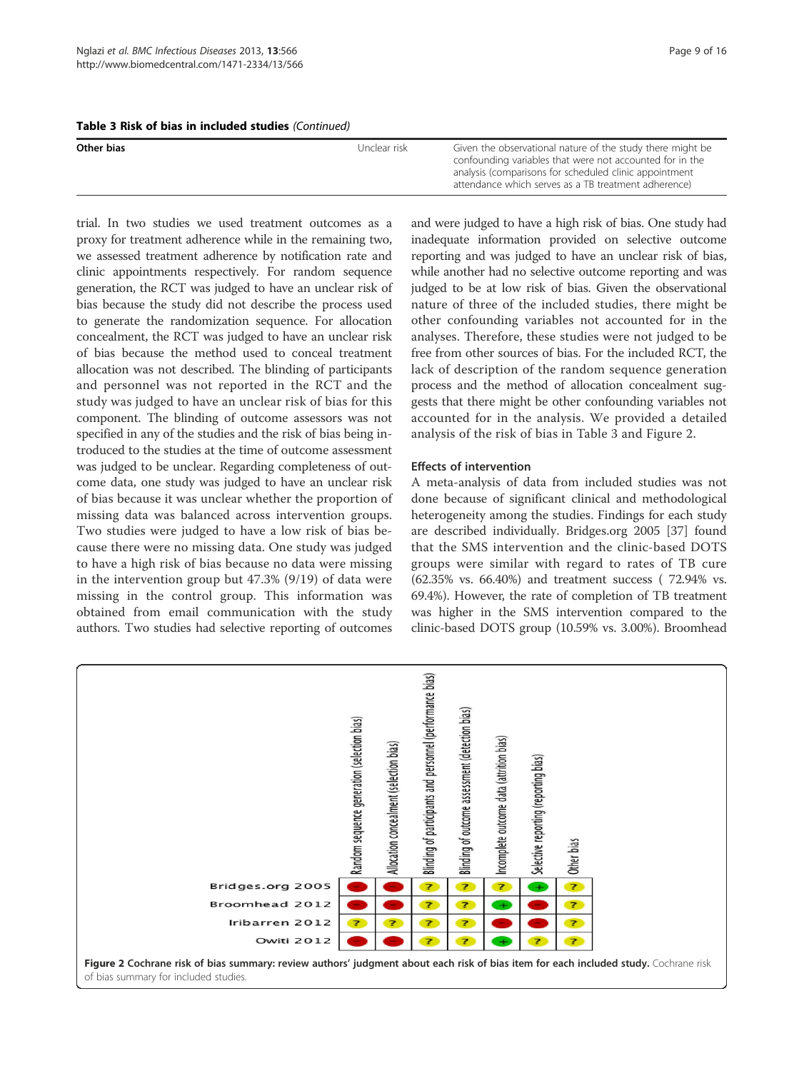**Table 3 Risk of bias in included studies** *(Continued)*

| | | |
|---|---|---|
| **Other bias** | Unclear risk | Given the observational nature of the study there might be confounding variables that were not accounted for in the analysis (comparisons for scheduled clinic appointment attendance which serves as a TB treatment adherence) |

trial. In two studies we used treatment outcomes as a proxy for treatment adherence while in the remaining two, we assessed treatment adherence by notification rate and clinic appointments respectively. For random sequence generation, the RCT was judged to have an unclear risk of bias because the study did not describe the process used to generate the randomization sequence. For allocation concealment, the RCT was judged to have an unclear risk of bias because the method used to conceal treatment allocation was not described. The blinding of participants and personnel was not reported in the RCT and the study was judged to have an unclear risk of bias for this component. The blinding of outcome assessors was not specified in any of the studies and the risk of bias being introduced to the studies at the time of outcome assessment was judged to be unclear. Regarding completeness of outcome data, one study was judged to have an unclear risk of bias because it was unclear whether the proportion of missing data was balanced across intervention groups. Two studies were judged to have a low risk of bias because there were no missing data. One study was judged to have a high risk of bias because no data were missing in the intervention group but 47.3% (9/19) of data were missing in the control group. This information was obtained from email communication with the study authors. Two studies had selective reporting of outcomes and were judged to have a high risk of bias. One study had inadequate information provided on selective outcome reporting and was judged to have an unclear risk of bias, while another had no selective outcome reporting and was judged to be at low risk of bias. Given the observational nature of three of the included studies, there might be other confounding variables not accounted for in the analyses. Therefore, these studies were not judged to be free from other sources of bias. For the included RCT, the lack of description of the random sequence generation process and the method of allocation concealment suggests that there might be other confounding variables not accounted for in the analysis. We provided a detailed analysis of the risk of bias in Table 3 and Figure 2.

### Effects of intervention

A meta-analysis of data from included studies was not done because of significant clinical and methodological heterogeneity among the studies. Findings for each study are described individually. Bridges.org 2005 [37] found that the SMS intervention and the clinic-based DOTS groups were similar with regard to rates of TB cure (62.35% vs. 66.40%) and treatment success ( 72.94% vs. 69.4%). However, the rate of completion of TB treatment was higher in the SMS intervention compared to the clinic-based DOTS group (10.59% vs. 3.00%). Broomhead

| | Random sequence generation (selection bias) | Allocation concealment (selection bias) | Blinding of participants and personnel (performance bias) | Blinding of outcome assessment (detection bias) | Incomplete outcome data (attrition bias) | Selective reporting (reporting bias) | Other bias |
|---|---|---|---|---|---|---|---|
| Bridges.org 2005 | - | - | ? | ? | ? | + | ? |
| Broomhead 2012 | - | - | ? | ? | + | - | ? |
| Iribarren 2012 | ? | ? | ? | ? | - | - | ? |
| Owiti 2012 | - | - | ? | ? | + | ? | ? |

**Figure 2 Cochrane risk of bias summary: review authors' judgment about each risk of bias item for each included study.** Cochrane risk of bias summary for included studies.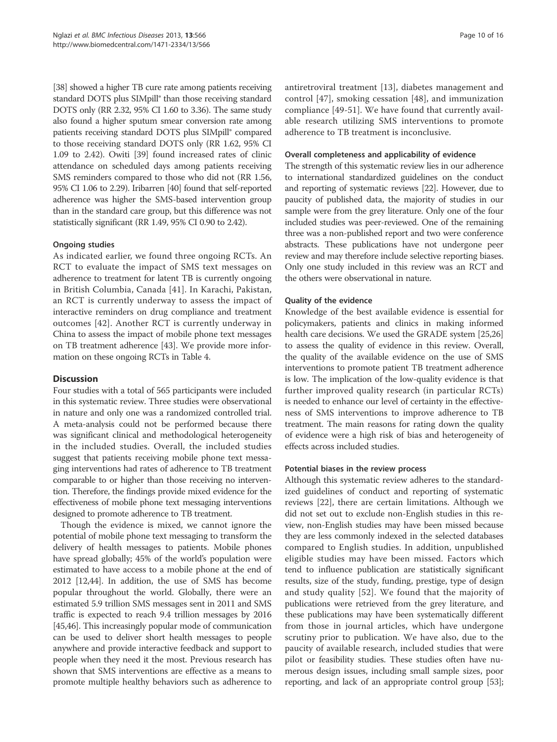[38] showed a higher TB cure rate among patients receiving standard DOTS plus SIMpill® than those receiving standard DOTS only (RR 2.32, 95% CI 1.60 to 3.36). The same study also found a higher sputum smear conversion rate among patients receiving standard DOTS plus SIMpill® compared to those receiving standard DOTS only (RR 1.62, 95% CI 1.09 to 2.42). Owiti [39] found increased rates of clinic attendance on scheduled days among patients receiving SMS reminders compared to those who did not (RR 1.56, 95% CI 1.06 to 2.29). Iribarren [40] found that self-reported adherence was higher the SMS-based intervention group than in the standard care group, but this difference was not statistically significant (RR 1.49, 95% CI 0.90 to 2.42).

#### Ongoing studies

As indicated earlier, we found three ongoing RCTs. An RCT to evaluate the impact of SMS text messages on adherence to treatment for latent TB is currently ongoing in British Columbia, Canada [41]. In Karachi, Pakistan, an RCT is currently underway to assess the impact of interactive reminders on drug compliance and treatment outcomes [42]. Another RCT is currently underway in China to assess the impact of mobile phone text messages on TB treatment adherence [43]. We provide more information on these ongoing RCTs in Table 4.

## Discussion

Four studies with a total of 565 participants were included in this systematic review. Three studies were observational in nature and only one was a randomized controlled trial. A meta-analysis could not be performed because there was significant clinical and methodological heterogeneity in the included studies. Overall, the included studies suggest that patients receiving mobile phone text messaging interventions had rates of adherence to TB treatment comparable to or higher than those receiving no intervention. Therefore, the findings provide mixed evidence for the effectiveness of mobile phone text messaging interventions designed to promote adherence to TB treatment.

Though the evidence is mixed, we cannot ignore the potential of mobile phone text messaging to transform the delivery of health messages to patients. Mobile phones have spread globally; 45% of the world's population were estimated to have access to a mobile phone at the end of 2012 [12,44]. In addition, the use of SMS has become popular throughout the world. Globally, there were an estimated 5.9 trillion SMS messages sent in 2011 and SMS traffic is expected to reach 9.4 trillion messages by 2016 [45,46]. This increasingly popular mode of communication can be used to deliver short health messages to people anywhere and provide interactive feedback and support to people when they need it the most. Previous research has shown that SMS interventions are effective as a means to promote multiple healthy behaviors such as adherence to antiretroviral treatment [13], diabetes management and control [47], smoking cessation [48], and immunization compliance [49-51]. We have found that currently available research utilizing SMS interventions to promote adherence to TB treatment is inconclusive.

#### Overall completeness and applicability of evidence

The strength of this systematic review lies in our adherence to international standardized guidelines on the conduct and reporting of systematic reviews [22]. However, due to paucity of published data, the majority of studies in our sample were from the grey literature. Only one of the four included studies was peer-reviewed. One of the remaining three was a non-published report and two were conference abstracts. These publications have not undergone peer review and may therefore include selective reporting biases. Only one study included in this review was an RCT and the others were observational in nature.

#### Quality of the evidence

Knowledge of the best available evidence is essential for policymakers, patients and clinics in making informed health care decisions. We used the GRADE system [25,26] to assess the quality of evidence in this review. Overall, the quality of the available evidence on the use of SMS interventions to promote patient TB treatment adherence is low. The implication of the low-quality evidence is that further improved quality research (in particular RCTs) is needed to enhance our level of certainty in the effectiveness of SMS interventions to improve adherence to TB treatment. The main reasons for rating down the quality of evidence were a high risk of bias and heterogeneity of effects across included studies.

#### Potential biases in the review process

Although this systematic review adheres to the standardized guidelines of conduct and reporting of systematic reviews [22], there are certain limitations. Although we did not set out to exclude non-English studies in this review, non-English studies may have been missed because they are less commonly indexed in the selected databases compared to English studies. In addition, unpublished eligible studies may have been missed. Factors which tend to influence publication are statistically significant results, size of the study, funding, prestige, type of design and study quality [52]. We found that the majority of publications were retrieved from the grey literature, and these publications may have been systematically different from those in journal articles, which have undergone scrutiny prior to publication. We have also, due to the paucity of available research, included studies that were pilot or feasibility studies. These studies often have numerous design issues, including small sample sizes, poor reporting, and lack of an appropriate control group [53];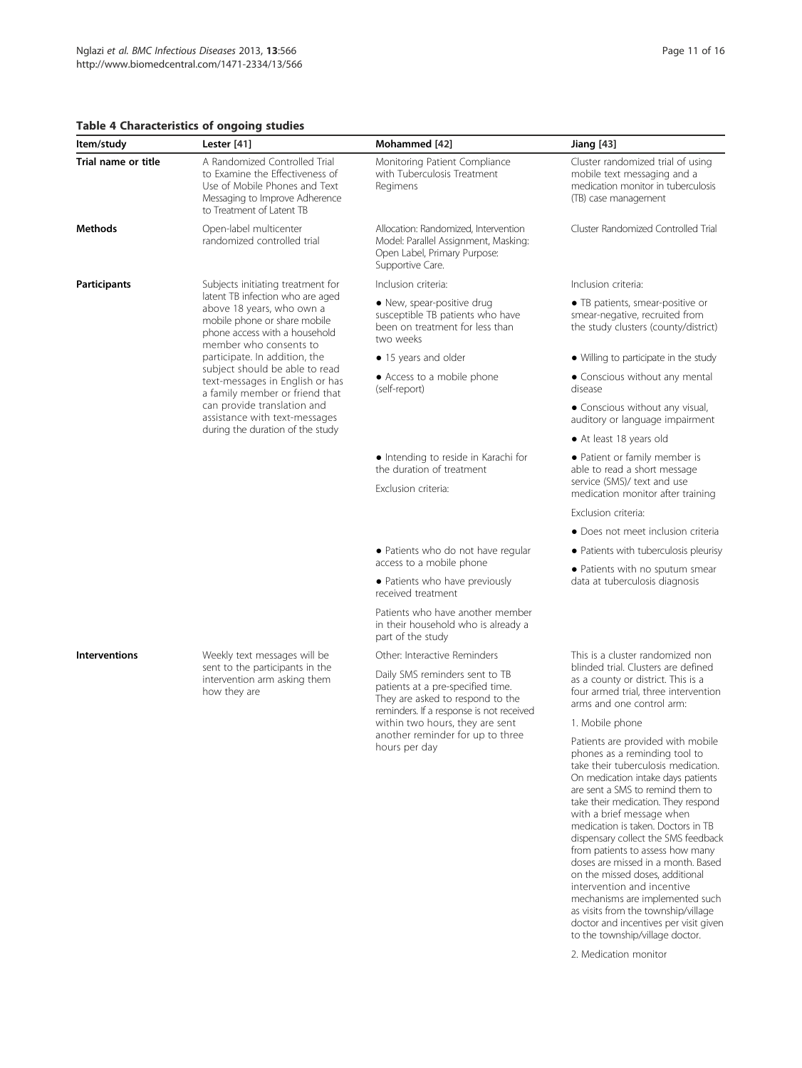**Table 4 Characteristics of ongoing studies**

| Item/study | Lester [41] | Mohammed [42] | Jiang [43] |
|---|---|---|---|
| **Trial name or title** | A Randomized Controlled Trial to Examine the Effectiveness of Use of Mobile Phones and Text Messaging to Improve Adherence to Treatment of Latent TB | Monitoring Patient Compliance with Tuberculosis Treatment Regimens | Cluster randomized trial of using mobile text messaging and a medication monitor in tuberculosis (TB) case management |
| **Methods** | Open-label multicenter randomized controlled trial | Allocation: Randomized, Intervention Model: Parallel Assignment, Masking: Open Label, Primary Purpose: Supportive Care. | Cluster Randomized Controlled Trial |
| **Participants** | Subjects initiating treatment for latent TB infection who are aged above 18 years, who own a mobile phone or share mobile phone access with a household member who consents to participate. In addition, the subject should be able to read text-messages in English or has a family member or friend that can provide translation and assistance with text-messages during the duration of the study | Inclusion criteria:<br>● New, spear-positive drug susceptible TB patients who have been on treatment for less than two weeks<br>● 15 years and older<br>● Access to a mobile phone (self-report)<br>● Intending to reside in Karachi for the duration of treatment<br>Exclusion criteria:<br>● Patients who do not have regular access to a mobile phone<br>● Patients who have previously received treatment<br>Patients who have another member in their household who is already a part of the study | Inclusion criteria:<br>● TB patients, smear-positive or smear-negative, recruited from the study clusters (county/district)<br>● Willing to participate in the study<br>● Conscious without any mental disease<br>● Conscious without any visual, auditory or language impairment<br>● At least 18 years old<br>● Patient or family member is able to read a short message service (SMS)/ text and use medication monitor after training<br>Exclusion criteria:<br>● Does not meet inclusion criteria<br>● Patients with tuberculosis pleurisy<br>● Patients with no sputum smear data at tuberculosis diagnosis |
| **Interventions** | Weekly text messages will be sent to the participants in the intervention arm asking them how they are | Other: Interactive Reminders<br>Daily SMS reminders sent to TB patients at a pre-specified time. They are asked to respond to the reminders. If a response is not received within two hours, they are sent another reminder for up to three hours per day | This is a cluster randomized non blinded trial. Clusters are defined as a county or district. This is a four armed trial, three intervention arms and one control arm:<br>1. Mobile phone<br>Patients are provided with mobile phones as a reminding tool to take their tuberculosis medication. On medication intake days patients are sent a SMS to remind them to take their medication. They respond with a brief message when medication is taken. Doctors in TB dispensary collect the SMS feedback from patients to assess how many doses are missed in a month. Based on the missed doses, additional intervention and incentive mechanisms are implemented such as visits from the township/village doctor and incentives per visit given to the township/village doctor.<br>2. Medication monitor |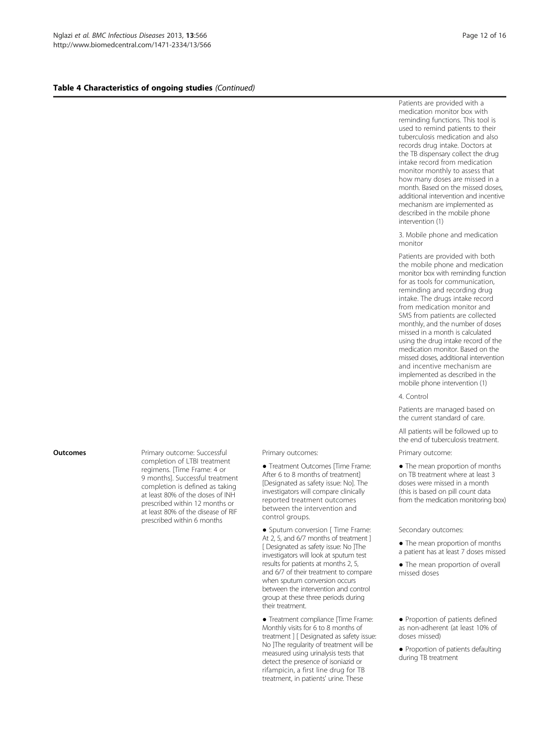**Table 4 Characteristics of ongoing studies** *(Continued)*

| | | | |
|---|---|---|---|
| | | | Patients are provided with a medication monitor box with reminding functions. This tool is used to remind patients to their tuberculosis medication and also records drug intake. Doctors at the TB dispensary collect the drug intake record from medication monitor monthly to assess that how many doses are missed in a month. Based on the missed doses, additional intervention and incentive mechanism are implemented as described in the mobile phone intervention (1)<br><br>3. Mobile phone and medication monitor<br><br>Patients are provided with both the mobile phone and medication monitor box with reminding function for as tools for communication, reminding and recording drug intake. The drugs intake record from medication monitor and SMS from patients are collected monthly, and the number of doses missed in a month is calculated using the drug intake record of the medication monitor. Based on the missed doses, additional intervention and incentive mechanism are implemented as described in the mobile phone intervention (1)<br><br>4. Control<br><br>Patients are managed based on the current standard of care.<br><br>All patients will be followed up to the end of tuberculosis treatment. |
| **Outcomes** | Primary outcome: Successful completion of LTBI treatment regimens. [Time Frame: 4 or 9 months]. Successful treatment completion is defined as taking at least 80% of the doses of INH prescribed within 12 months or at least 80% of the disease of RIF prescribed within 6 months | Primary outcomes:<br><br>● Treatment Outcomes [Time Frame: After 6 to 8 months of treatment] [Designated as safety issue: No]. The investigators will compare clinically reported treatment outcomes between the intervention and control groups.<br><br>● Sputum conversion [ Time Frame: At 2, 5, and 6/7 months of treatment ] [ Designated as safety issue: No ]The investigators will look at sputum test results for patients at months 2, 5, and 6/7 of their treatment to compare when sputum conversion occurs between the intervention and control group at these three periods during their treatment.<br><br>● Treatment compliance [Time Frame: Monthly visits for 6 to 8 months of treatment ] [ Designated as safety issue: No ]The regularity of treatment will be measured using urinalysis tests that detect the presence of isoniazid or rifampicin, a first line drug for TB treatment, in patients' urine. These | Primary outcome:<br><br>● The mean proportion of months on TB treatment where at least 3 doses were missed in a month (this is based on pill count data from the medication monitoring box)<br><br>Secondary outcomes:<br><br>● The mean proportion of months a patient has at least 7 doses missed<br><br>● The mean proportion of overall missed doses<br><br>● Proportion of patients defined as non-adherent (at least 10% of doses missed)<br><br>● Proportion of patients defaulting during TB treatment |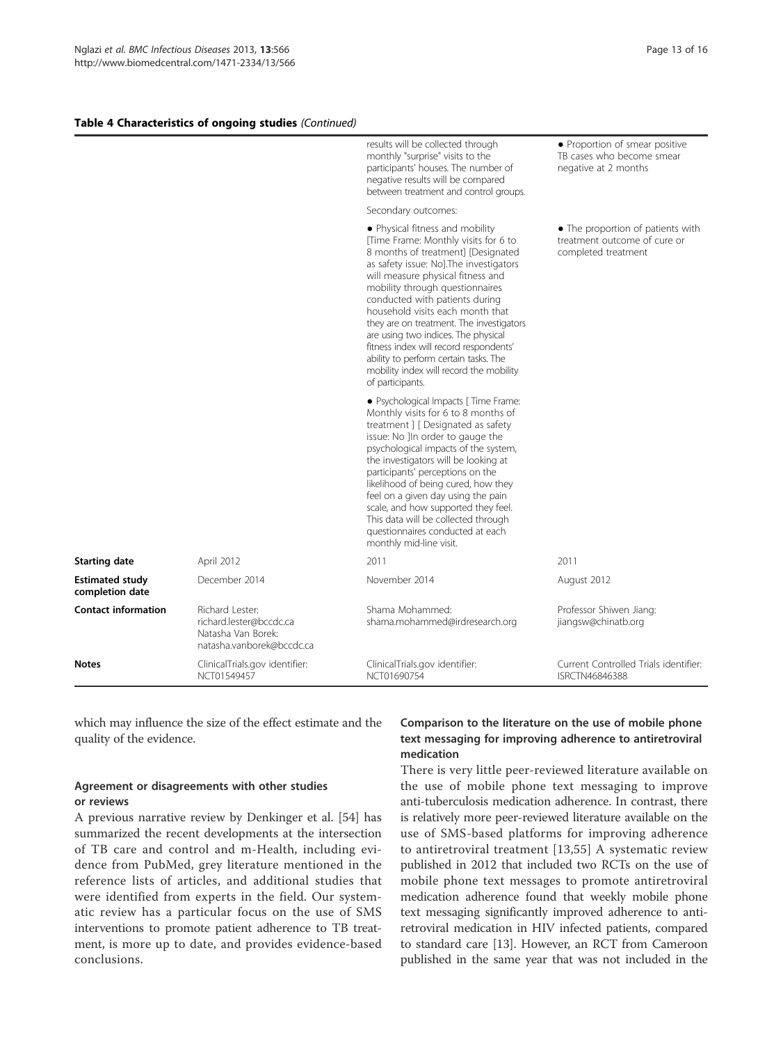**Table 4 Characteristics of ongoing studies** *(Continued)*

| | | | |
|---|---|---|---|
| | | results will be collected through monthly "surprise" visits to the participants' houses. The number of negative results will be compared between treatment and control groups. | • Proportion of smear positive TB cases who become smear negative at 2 months |
| | | Secondary outcomes: | |
| | | • Physical fitness and mobility [Time Frame: Monthly visits for 6 to 8 months of treatment] [Designated as safety issue: No].The investigators will measure physical fitness and mobility through questionnaires conducted with patients during household visits each month that they are on treatment. The investigators are using two indices. The physical fitness index will record respondents' ability to perform certain tasks. The mobility index will record the mobility of participants. | • The proportion of patients with treatment outcome of cure or completed treatment |
| | | • Psychological Impacts [ Time Frame: Monthly visits for 6 to 8 months of treatment ] [ Designated as safety issue: No ]In order to gauge the psychological impacts of the system, the investigators will be looking at participants' perceptions on the likelihood of being cured, how they feel on a given day using the pain scale, and how supported they feel. This data will be collected through questionnaires conducted at each monthly mid-line visit. | |
| **Starting date** | April 2012 | 2011 | 2011 |
| **Estimated study completion date** | December 2014 | November 2014 | August 2012 |
| **Contact information** | Richard Lester: richard.lester@bccdc.ca Natasha Van Borek: natasha.vanborek@bccdc.ca | Shama Mohammed: shama.mohammed@irdresearch.org | Professor Shiwen Jiang: jiangsw@chinatb.org |
| **Notes** | ClinicalTrials.gov identifier: NCT01549457 | ClinicalTrials.gov identifier: NCT01690754 | Current Controlled Trials identifier: ISRCTN46846388 |

which may influence the size of the effect estimate and the quality of the evidence.

### Agreement or disagreements with other studies or reviews

A previous narrative review by Denkinger et al. [54] has summarized the recent developments at the intersection of TB care and control and m-Health, including evidence from PubMed, grey literature mentioned in the reference lists of articles, and additional studies that were identified from experts in the field. Our systematic review has a particular focus on the use of SMS interventions to promote patient adherence to TB treatment, is more up to date, and provides evidence-based conclusions.

### Comparison to the literature on the use of mobile phone text messaging for improving adherence to antiretroviral medication

There is very little peer-reviewed literature available on the use of mobile phone text messaging to improve anti-tuberculosis medication adherence. In contrast, there is relatively more peer-reviewed literature available on the use of SMS-based platforms for improving adherence to antiretroviral treatment [13,55] A systematic review published in 2012 that included two RCTs on the use of mobile phone text messages to promote antiretroviral medication adherence found that weekly mobile phone text messaging significantly improved adherence to antiretroviral medication in HIV infected patients, compared to standard care [13]. However, an RCT from Cameroon published in the same year that was not included in the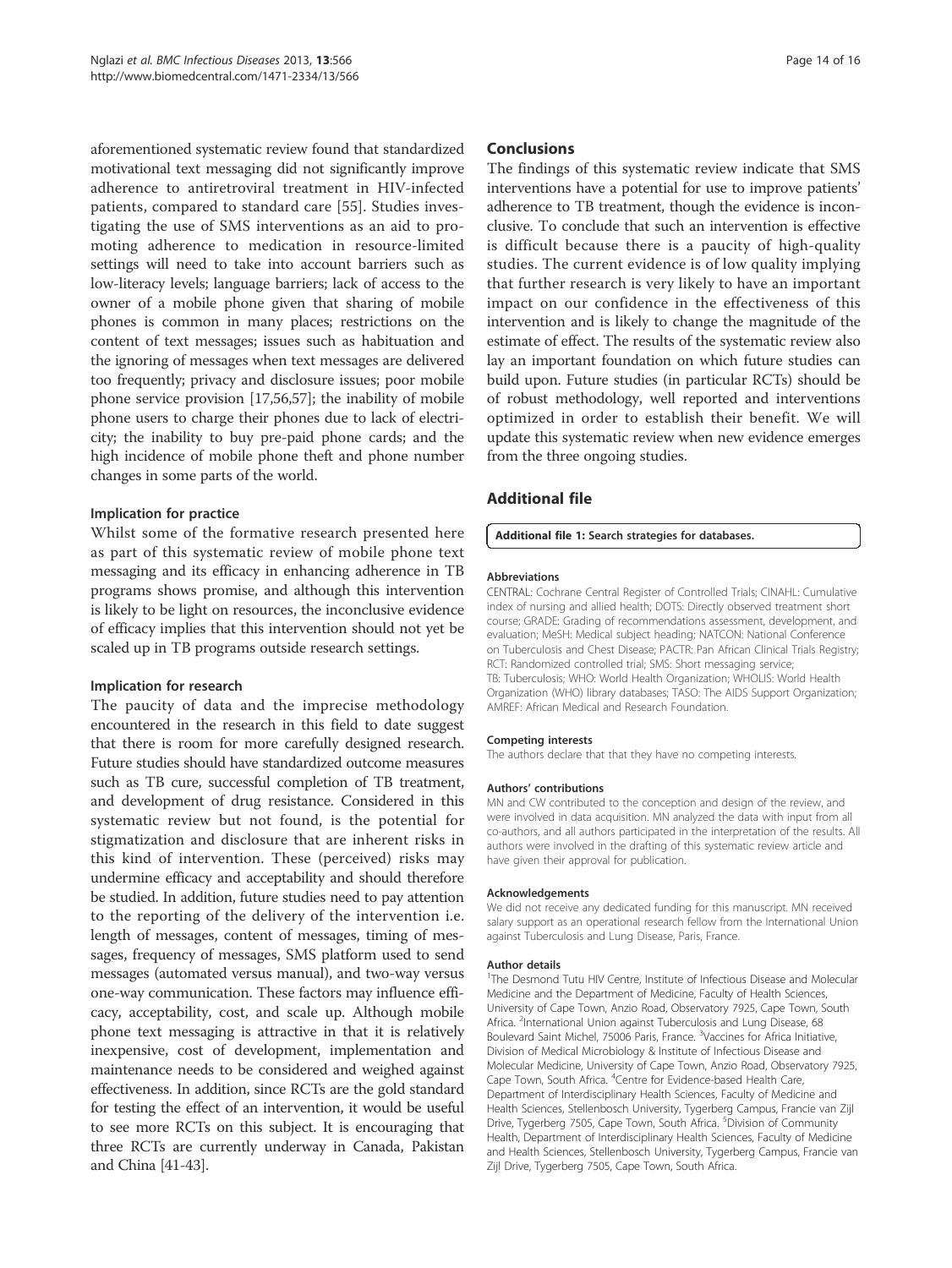aforementioned systematic review found that standardized motivational text messaging did not significantly improve adherence to antiretroviral treatment in HIV-infected patients, compared to standard care [55]. Studies investigating the use of SMS interventions as an aid to promoting adherence to medication in resource-limited settings will need to take into account barriers such as low-literacy levels; language barriers; lack of access to the owner of a mobile phone given that sharing of mobile phones is common in many places; restrictions on the content of text messages; issues such as habituation and the ignoring of messages when text messages are delivered too frequently; privacy and disclosure issues; poor mobile phone service provision [17,56,57]; the inability of mobile phone users to charge their phones due to lack of electricity; the inability to buy pre-paid phone cards; and the high incidence of mobile phone theft and phone number changes in some parts of the world.

### Implication for practice

Whilst some of the formative research presented here as part of this systematic review of mobile phone text messaging and its efficacy in enhancing adherence in TB programs shows promise, and although this intervention is likely to be light on resources, the inconclusive evidence of efficacy implies that this intervention should not yet be scaled up in TB programs outside research settings.

### Implication for research

The paucity of data and the imprecise methodology encountered in the research in this field to date suggest that there is room for more carefully designed research. Future studies should have standardized outcome measures such as TB cure, successful completion of TB treatment, and development of drug resistance. Considered in this systematic review but not found, is the potential for stigmatization and disclosure that are inherent risks in this kind of intervention. These (perceived) risks may undermine efficacy and acceptability and should therefore be studied. In addition, future studies need to pay attention to the reporting of the delivery of the intervention i.e. length of messages, content of messages, timing of messages, frequency of messages, SMS platform used to send messages (automated versus manual), and two-way versus one-way communication. These factors may influence efficacy, acceptability, cost, and scale up. Although mobile phone text messaging is attractive in that it is relatively inexpensive, cost of development, implementation and maintenance needs to be considered and weighed against effectiveness. In addition, since RCTs are the gold standard for testing the effect of an intervention, it would be useful to see more RCTs on this subject. It is encouraging that three RCTs are currently underway in Canada, Pakistan and China [41-43].

## Conclusions

The findings of this systematic review indicate that SMS interventions have a potential for use to improve patients' adherence to TB treatment, though the evidence is inconclusive. To conclude that such an intervention is effective is difficult because there is a paucity of high-quality studies. The current evidence is of low quality implying that further research is very likely to have an important impact on our confidence in the effectiveness of this intervention and is likely to change the magnitude of the estimate of effect. The results of the systematic review also lay an important foundation on which future studies can build upon. Future studies (in particular RCTs) should be of robust methodology, well reported and interventions optimized in order to establish their benefit. We will update this systematic review when new evidence emerges from the three ongoing studies.

## Additional file

**Additional file 1: Search strategies for databases.**

#### Abbreviations

CENTRAL: Cochrane Central Register of Controlled Trials; CINAHL: Cumulative index of nursing and allied health; DOTS: Directly observed treatment short course; GRADE: Grading of recommendations assessment, development, and evaluation; MeSH: Medical subject heading; NATCON: National Conference on Tuberculosis and Chest Disease; PACTR: Pan African Clinical Trials Registry; RCT: Randomized controlled trial; SMS: Short messaging service; TB: Tuberculosis; WHO: World Health Organization; WHOLIS: World Health Organization (WHO) library databases; TASO: The AIDS Support Organization; AMREF: African Medical and Research Foundation.

#### Competing interests

The authors declare that that they have no competing interests.

#### Authors' contributions

MN and CW contributed to the conception and design of the review, and were involved in data acquisition. MN analyzed the data with input from all co-authors, and all authors participated in the interpretation of the results. All authors were involved in the drafting of this systematic review article and have given their approval for publication.

#### Acknowledgements

We did not receive any dedicated funding for this manuscript. MN received salary support as an operational research fellow from the International Union against Tuberculosis and Lung Disease, Paris, France.

#### Author details

[1]The Desmond Tutu HIV Centre, Institute of Infectious Disease and Molecular Medicine and the Department of Medicine, Faculty of Health Sciences, University of Cape Town, Anzio Road, Observatory 7925, Cape Town, South Africa. [2]International Union against Tuberculosis and Lung Disease, 68 Boulevard Saint Michel, 75006 Paris, France. [3]Vaccines for Africa Initiative, Division of Medical Microbiology & Institute of Infectious Disease and Molecular Medicine, University of Cape Town, Anzio Road, Observatory 7925, Cape Town, South Africa. [4]Centre for Evidence-based Health Care, Department of Interdisciplinary Health Sciences, Faculty of Medicine and Health Sciences, Stellenbosch University, Tygerberg Campus, Francie van Zijl Drive, Tygerberg 7505, Cape Town, South Africa. [5]Division of Community Health, Department of Interdisciplinary Health Sciences, Faculty of Medicine and Health Sciences, Stellenbosch University, Tygerberg Campus, Francie van Zijl Drive, Tygerberg 7505, Cape Town, South Africa.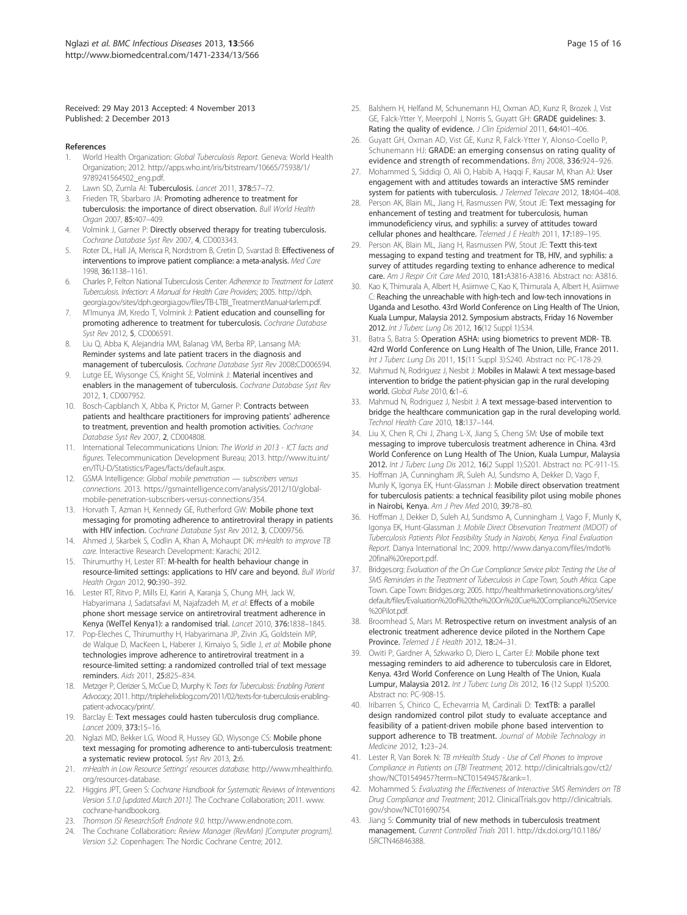Received: 29 May 2013 Accepted: 4 November 2013
Published: 2 December 2013

## References

1. World Health Organization: *Global Tuberculosis Report.* Geneva: World Health Organization; 2012. http://apps.who.int/iris/bitstream/10665/75938/1/9789241564502_eng.pdf.
2. Lawn SD, Zumla AI: **Tuberculosis.** *Lancet* 2011, **378:**57–72.
3. Frieden TR, Sbarbaro JA: **Promoting adherence to treatment for tuberculosis: the importance of direct observation.** *Bull World Health Organ* 2007, **85:**407–409.
4. Volmink J, Garner P: **Directly observed therapy for treating tuberculosis.** *Cochrane Database Syst Rev* 2007, **4**, CD003343.
5. Roter DL, Hall JA, Merisca R, Nordstrom B, Cretin D, Svarstad B: **Effectiveness of interventions to improve patient compliance: a meta-analysis.** *Med Care* 1998, **36:**1138–1161.
6. Charles P, Felton National Tuberculosis Center: *Adherence to Treatment for Latent Tuberculosis. Infection: A Manual for Health Care Providers*; 2005. http://dph.georgia.gov/sites/dph.georgia.gov/files/TB-LTBI_TreatmentManuaHarlem.pdf.
7. M'Imunya JM, Kredo T, Volmink J: **Patient education and counselling for promoting adherence to treatment for tuberculosis.** *Cochrane Database Syst Rev* 2012, **5**, CD006591.
8. Liu Q, Abba K, Alejandria MM, Balanag VM, Berba RP, Lansang MA: **Reminder systems and late patient tracers in the diagnosis and management of tuberculosis.** *Cochrane Database Syst Rev* 2008**:**CD006594.
9. Lutge EE, Wiysonge CS, Knight SE, Volmink J: **Material incentives and enablers in the management of tuberculosis.** *Cochrane Database Syst Rev* 2012, **1**, CD007952.
10. Bosch-Capblanch X, Abba K, Prictor M, Garner P: **Contracts between patients and healthcare practitioners for improving patients' adherence to treatment, prevention and health promotion activities.** *Cochrane Database Syst Rev* 2007, **2**, CD004808.
11. International Telecommunications Union: *The World in 2013 - ICT facts and figures.* Telecommunication Development Bureau; 2013. http://www.itu.int/en/ITU-D/Statistics/Pages/facts/default.aspx.
12. GSMA Intelligence: *Global mobile penetration — subscribers versus connections.* 2013. https://gsmaintelligence.com/analysis/2012/10/global-mobile-penetration-subscribers-versus-connections/354.
13. Horvath T, Azman H, Kennedy GE, Rutherford GW: **Mobile phone text messaging for promoting adherence to antiretroviral therapy in patients with HIV infection.** *Cochrane Database Syst Rev* 2012, **3**, CD009756.
14. Ahmed J, Skarbek S, Codlin A, Khan A, Mohaupt DK: *mHealth to improve TB care.* Interactive Research Development: Karachi; 2012.
15. Thirumurthy H, Lester RT: **M-health for health behaviour change in resource-limited settings: applications to HIV care and beyond.** *Bull World Health Organ* 2012, **90:**390–392.
16. Lester RT, Ritvo P, Mills EJ, Kariri A, Karanja S, Chung MH, Jack W, Habyarimana J, Sadatsafavi M, Najafzadeh M, *et al*: **Effects of a mobile phone short message service on antiretroviral treatment adherence in Kenya (WelTel Kenya1): a randomised trial.** *Lancet* 2010, **376:**1838–1845.
17. Pop-Eleches C, Thirumurthy H, Habyarimana JP, Zivin JG, Goldstein MP, de Walque D, MacKeen L, Haberer J, Kimaiyo S, Sidle J, *et al*: **Mobile phone technologies improve adherence to antiretroviral treatment in a resource-limited setting: a randomized controlled trial of text message reminders.** *Aids* 2011, **25:**825–834.
18. Metzger P, Clerizier S, McCue D, Murphy K: *Texts for Tuberculosis: Enabling Patient Advocacy*; 2011. http://triplehelixblog.com/2011/02/texts-for-tuberculosis-enabling-patient-advocacy/print/.
19. Barclay E: **Text messages could hasten tuberculosis drug compliance.** *Lancet* 2009, **373:**15–16.
20. Nglazi MD, Bekker LG, Wood R, Hussey GD, Wiysonge CS: **Mobile phone text messaging for promoting adherence to anti-tuberculosis treatment: a systematic review protocol.** *Syst Rev* 2013, **2:**6.
21. *mHealth in Low Resource Settings' resources database.* http://www.mhealthinfo.org/resources-database.
22. Higgins JPT, Green S: *Cochrane Handbook for Systematic Reviews of Interventions Version 5.1.0 [updated March 2011].* The Cochrane Collaboration; 2011. www.cochrane-handbook.org.
23. *Thomson ISI ResearchSoft Endnote 9.0.* http://www.endnote.com.
24. The Cochrane Collaboration: *Review Manager (RevMan) [Computer program]. Version 5.2.* Copenhagen: The Nordic Cochrane Centre; 2012.
25. Balshem H, Helfand M, Schunemann HJ, Oxman AD, Kunz R, Brozek J, Vist GE, Falck-Ytter Y, Meerpohl J, Norris S, Guyatt GH: **GRADE guidelines: 3. Rating the quality of evidence.** *J Clin Epidemiol* 2011, **64:**401–406.
26. Guyatt GH, Oxman AD, Vist GE, Kunz R, Falck-Ytter Y, Alonso-Coello P, Schunemann HJ: **GRADE: an emerging consensus on rating quality of evidence and strength of recommendations.** *Bmj* 2008, **336:**924–926.
27. Mohammed S, Siddiqi O, Ali O, Habib A, Haqqi F, Kausar M, Khan AJ: **User engagement with and attitudes towards an interactive SMS reminder system for patients with tuberculosis.** *J Telemed Telecare* 2012, **18:**404–408.
28. Person AK, Blain ML, Jiang H, Rasmussen PW, Stout JE: **Text messaging for enhancement of testing and treatment for tuberculosis, human immunodeficiency virus, and syphilis: a survey of attitudes toward cellular phones and healthcare.** *Telemed J E Health* 2011, **17:**189–195.
29. Person AK, Blain ML, Jiang H, Rasmussen PW, Stout JE: **Textt this-text messaging to expand testing and treatment for TB, HIV, and syphilis: a survey of attitudes regarding texting to enhance adherence to medical care.** *Am J Respir Crit Care Med* 2010, **181:**A3816-A3816. Abstract no: A3816.
30. Kao K, Thimurala A, Albert H, Asiimwe C, Kao K, Thimurala A, Albert H, Asiimwe C: **Reaching the unreachable with high-tech and low-tech innovations in Uganda and Lesotho. 43rd World Conference on Ling Health of The Union, Kuala Lumpur, Malaysia 2012. Symposium abstracts, Friday 16 November 2012.** *Int J Tuberc Lung Dis* 2012, **16**(12 Suppl 1):S34.
31. Batra S, Batra S: **Operation ASHA: using biometrics to prevent MDR- TB. 42rd World Conference on Lung Health of The Union, Lille, France 2011.** *Int J Tuberc Lung Dis* 2011, **15**(11 Suppl 3):S240. Abstract no: PC-178-29.
32. Mahmud N, Rodriguez J, Nesbit J: **Mobiles in Malawi: A text message-based intervention to bridge the patient-physician gap in the rural developing world.** *Global Pulse* 2010, **6:**1–6.
33. Mahmud N, Rodriguez J, Nesbit J: **A text message-based intervention to bridge the healthcare communication gap in the rural developing world.** *Technol Health Care* 2010, **18:**137–144.
34. Liu X, Chen R, Chi J, Zhang L-X, Jiang S, Cheng SM: **Use of mobile text messaging to improve tuberculosis treatment adherence in China. 43rd World Conference on Lung Health of The Union, Kuala Lumpur, Malaysia 2012.** *Int J Tuberc Lung Dis* 2012, **16**(2 Suppl 1):S201. Abstract no: PC-911-15.
35. Hoffman JA, Cunningham JR, Suleh AJ, Sundsmo A, Dekker D, Vago F, Munly K, Igonya EK, Hunt-Glassman J: **Mobile direct observation treatment for tuberculosis patients: a technical feasibility pilot using mobile phones in Nairobi, Kenya.** *Am J Prev Med* 2010, **39:**78–80.
36. Hoffman J, Dekker D, Suleh AJ, Sundsmo A, Cunningham J, Vago F, Munly K, Igonya EK, Hunt-Glassman J: *Mobile Direct Observation Treatment (MDOT) of Tuberculosis Patients Pilot Feasibility Study in Nairobi, Kenya. Final Evaluation Report.* Danya International Inc; 2009. http://www.danya.com/files/mdot%20final%20report.pdf.
37. Bridges.org: *Evaluation of the On Cue Compliance Service pilot: Testing the Use of SMS Reminders in the Treatment of Tuberculosis in Cape Town, South Africa.* Cape Town. Cape Town: Bridges.org; 2005. http://healthmarketinnovations.org/sites/default/files/Evaluation%20of%20the%20On%20Cue%20Compliance%20Service%20Pilot.pdf.
38. Broomhead S, Mars M: **Retrospective return on investment analysis of an electronic treatment adherence device piloted in the Northern Cape Province.** *Telemed J E Health* 2012, **18:**24–31.
39. Owiti P, Gardner A, Szkwarko D, Diero L, Carter EJ: **Mobile phone text messaging reminders to aid adherence to tuberculosis care in Eldoret, Kenya. 43rd World Conference on Lung Health of The Union, Kuala Lumpur, Malaysia 2012.** *Int J Tuberc Lung Dis* 2012, **16** (12 Suppl 1):S200. Abstract no: PC-908-15.
40. Iribarren S, Chirico C, Echevarrria M, Cardinali D: **TextTB: a parallel design randomized control pilot study to evaluate acceptance and feasibility of a patient-driven mobile phone based intervention to support adherence to TB treatment.** *Journal of Mobile Technology in Medicine* 2012, **1:**23–24.
41. Lester R, Van Borek N: *TB mHealth Study - Use of Cell Phones to Improve Compliance in Patients on LTBI Treatment*; 2012. http://clinicaltrials.gov/ct2/show/NCT01549457?term=NCT01549457&rank=1.
42. Mohammed S: *Evaluating the Effectiveness of Interactive SMS Reminders on TB Drug Compliance and Treatment*; 2012. ClinicalTrials.gov http://clinicaltrials.gov/show/NCT01690754.
43. Jiang S: **Community trial of new methods in tuberculosis treatment management.** *Current Controlled Trials* 2011. http://dx.doi.org/10.1186/ISRCTN46846388.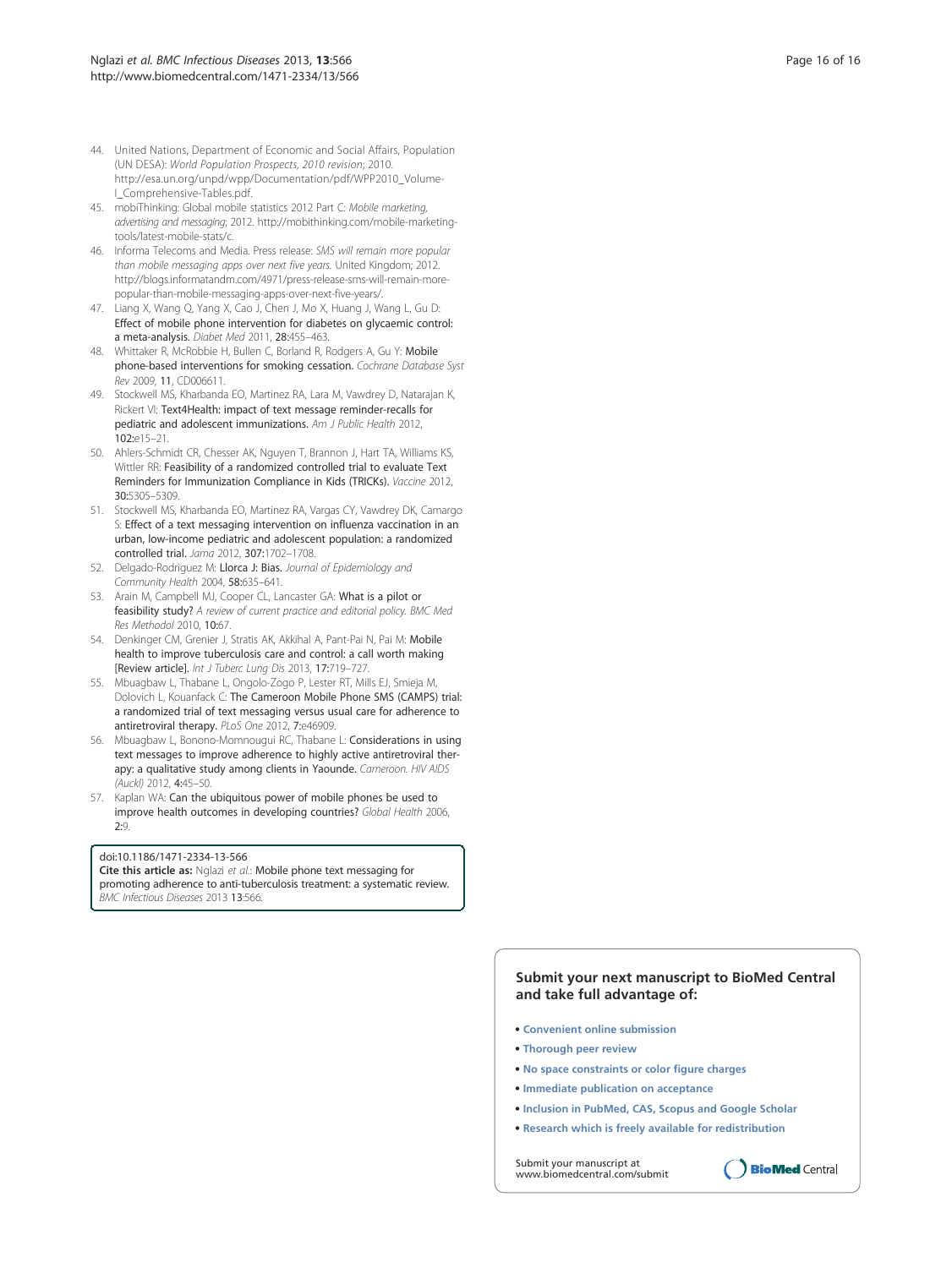44. United Nations, Department of Economic and Social Affairs, Population (UN DESA): *World Population Prospects, 2010 revision;* 2010. http://esa.un.org/unpd/wpp/Documentation/pdf/WPP2010_Volume-I_Comprehensive-Tables.pdf.
45. mobiThinking: Global mobile statistics 2012 Part C: *Mobile marketing, advertising and messaging;* 2012. http://mobithinking.com/mobile-marketing-tools/latest-mobile-stats/c.
46. Informa Telecoms and Media. Press release: *SMS will remain more popular than mobile messaging apps over next five years.* United Kingdom; 2012. http://blogs.informatandm.com/4971/press-release-sms-will-remain-more-popular-than-mobile-messaging-apps-over-next-five-years/.
47. Liang X, Wang Q, Yang X, Cao J, Chen J, Mo X, Huang J, Wang L, Gu D: **Effect of mobile phone intervention for diabetes on glycaemic control: a meta-analysis.** *Diabet Med* 2011, **28:**455–463.
48. Whittaker R, McRobbie H, Bullen C, Borland R, Rodgers A, Gu Y: **Mobile phone-based interventions for smoking cessation.** *Cochrane Database Syst Rev* 2009, **11**, CD006611.
49. Stockwell MS, Kharbanda EO, Martinez RA, Lara M, Vawdrey D, Natarajan K, Rickert VI: **Text4Health: impact of text message reminder-recalls for pediatric and adolescent immunizations.** *Am J Public Health* 2012, **102:**e15–21.
50. Ahlers-Schmidt CR, Chesser AK, Nguyen T, Brannon J, Hart TA, Williams KS, Wittler RR: **Feasibility of a randomized controlled trial to evaluate Text Reminders for Immunization Compliance in Kids (TRICKs).** *Vaccine* 2012, **30:**5305–5309.
51. Stockwell MS, Kharbanda EO, Martinez RA, Vargas CY, Vawdrey DK, Camargo S: **Effect of a text messaging intervention on influenza vaccination in an urban, low-income pediatric and adolescent population: a randomized controlled trial.** *Jama* 2012, **307:**1702–1708.
52. Delgado-Rodriguez M: **Llorca J: Bias.** *Journal of Epidemiology and Community Health* 2004, **58:**635–641.
53. Arain M, Campbell MJ, Cooper CL, Lancaster GA: **What is a pilot or feasibility study?** *A review of current practice and editorial policy. BMC Med Res Methodol* 2010, **10:**67.
54. Denkinger CM, Grenier J, Stratis AK, Akkihal A, Pant-Pai N, Pai M: **Mobile health to improve tuberculosis care and control: a call worth making [Review article].** *Int J Tuberc Lung Dis* 2013, **17:**719–727.
55. Mbuagbaw L, Thabane L, Ongolo-Zogo P, Lester RT, Mills EJ, Smieja M, Dolovich L, Kouanfack C: **The Cameroon Mobile Phone SMS (CAMPS) trial: a randomized trial of text messaging versus usual care for adherence to antiretroviral therapy.** *PLoS One* 2012, **7:**e46909.
56. Mbuagbaw L, Bonono-Momnougui RC, Thabane L: **Considerations in using text messages to improve adherence to highly active antiretroviral therapy: a qualitative study among clients in Yaounde.** *Cameroon. HIV AIDS (Auckl)* 2012, **4:**45–50.
57. Kaplan WA: **Can the ubiquitous power of mobile phones be used to improve health outcomes in developing countries?** *Global Health* 2006, **2:**9.

doi:10.1186/1471-2334-13-566

**Cite this article as:** Nglazi *et al.*: Mobile phone text messaging for promoting adherence to anti-tuberculosis treatment: a systematic review. *BMC Infectious Diseases* 2013 **13**:566.

**Submit your next manuscript to BioMed Central and take full advantage of:**

- **Convenient online submission**
- **Thorough peer review**
- **No space constraints or color figure charges**
- **Immediate publication on acceptance**
- **Inclusion in PubMed, CAS, Scopus and Google Scholar**
- **Research which is freely available for redistribution**

Submit your manuscript at www.biomedcentral.com/submit

BioMed Central